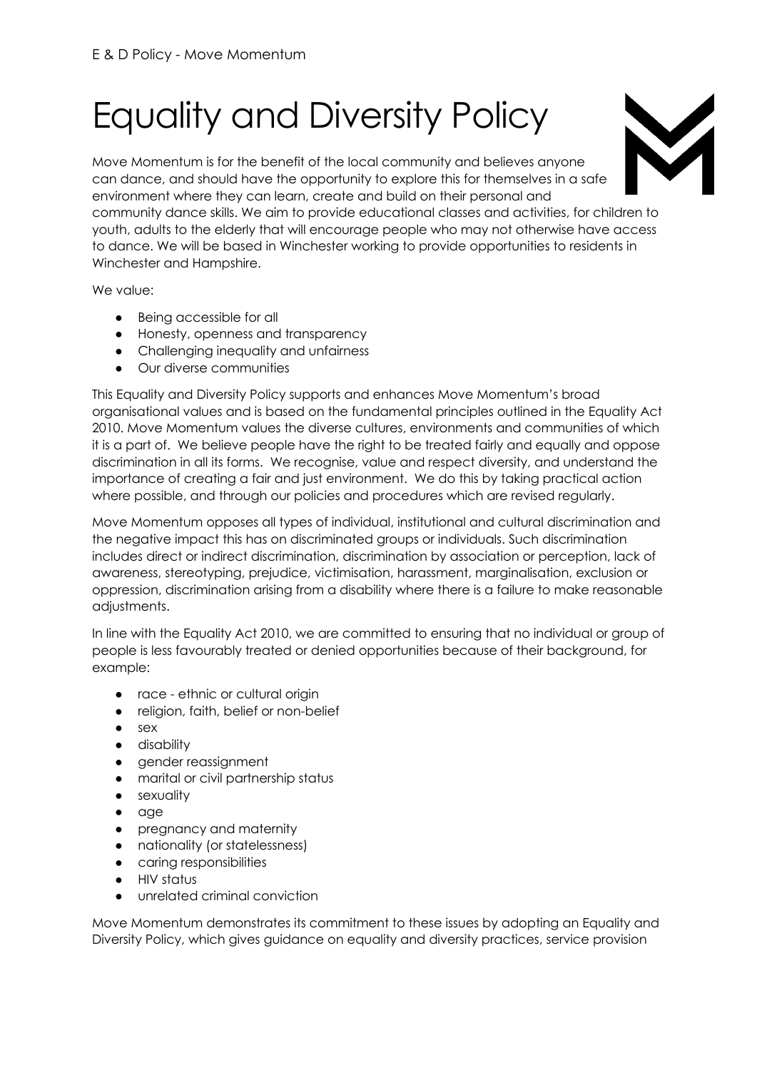# Equality and Diversity Policy

Move Momentum is for the benefit of the local community and believes anyone can dance, and should have the opportunity to explore this for themselves in a safe environment where they can learn, create and build on their personal and community dance skills. We aim to provide educational classes and activities, for children to youth, adults to the elderly that will encourage people who may not otherwise have access to dance. We will be based in Winchester working to provide opportunities to residents in Winchester and Hampshire.

We value:

- Being accessible for all
- Honesty, openness and transparency
- Challenging inequality and unfairness
- Our diverse communities

This Equality and Diversity Policy supports and enhances Move Momentum's broad organisational values and is based on the fundamental principles outlined in the Equality Act 2010. Move Momentum values the diverse cultures, environments and communities of which it is a part of. We believe people have the right to be treated fairly and equally and oppose discrimination in all its forms. We recognise, value and respect diversity, and understand the importance of creating a fair and just environment. We do this by taking practical action where possible, and through our policies and procedures which are revised regularly.

Move Momentum opposes all types of individual, institutional and cultural discrimination and the negative impact this has on discriminated groups or individuals. Such discrimination includes direct or indirect discrimination, discrimination by association or perception, lack of awareness, stereotyping, prejudice, victimisation, harassment, marginalisation, exclusion or oppression, discrimination arising from a disability where there is a failure to make reasonable adjustments.

In line with the Equality Act 2010, we are committed to ensuring that no individual or group of people is less favourably treated or denied opportunities because of their background, for example:

- race - ethnic or cultural origin
- religion, faith, belief or non-belief
- sex
- disability
- gender reassignment
- marital or civil partnership status
- sexuality
- age
- pregnancy and maternity
- nationality (or statelessness)
- caring responsibilities
- HIV status
- unrelated criminal conviction

Move Momentum demonstrates its commitment to these issues by adopting an Equality and Diversity Policy, which gives guidance on equality and diversity practices, service provision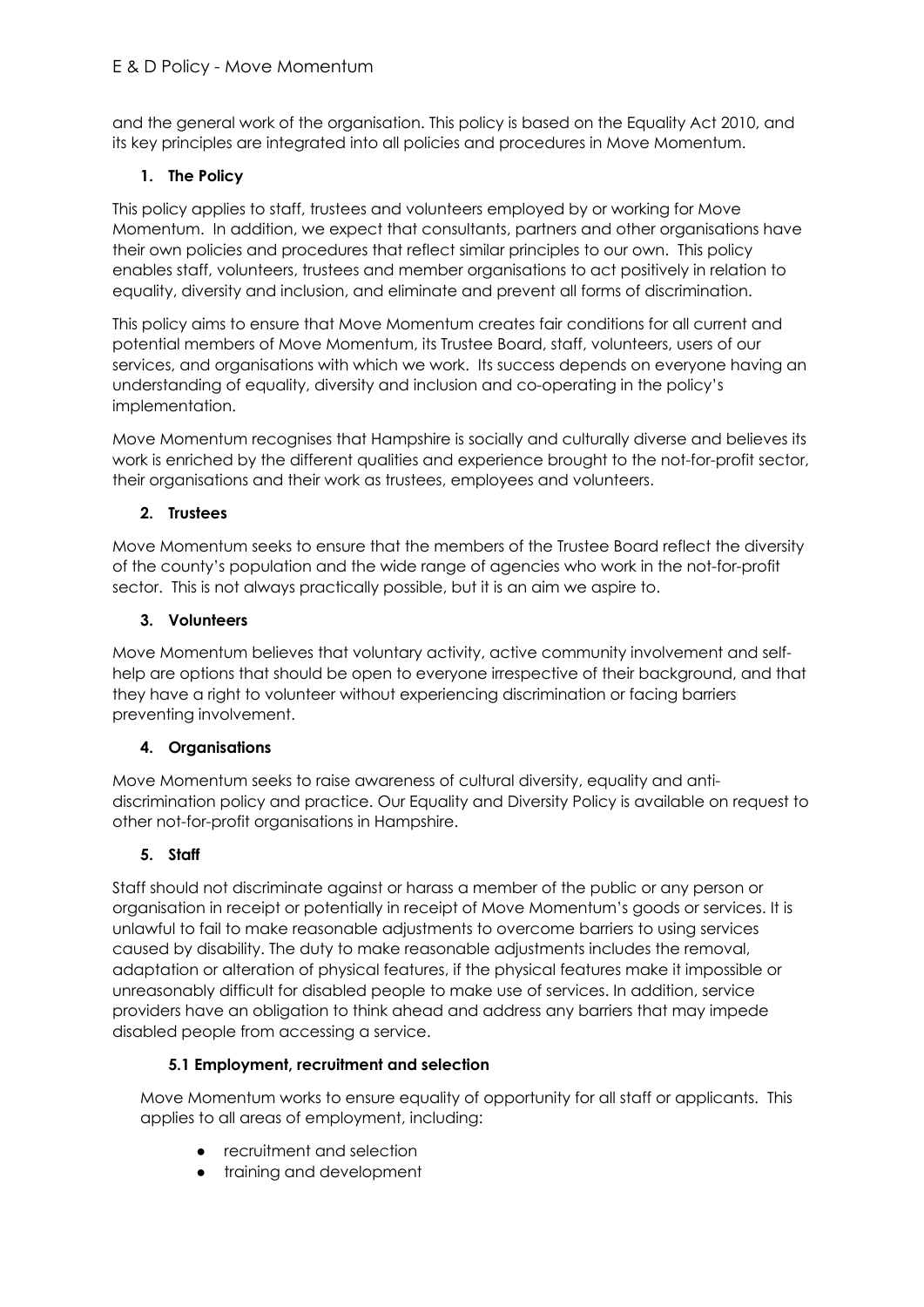and the general work of the organisation. This policy is based on the Equality Act 2010, and its key principles are integrated into all policies and procedures in Move Momentum.

## 1. The Policy

This policy applies to staff, trustees and volunteers employed by or working for Move Momentum. In addition, we expect that consultants, partners and other organisations have their own policies and procedures that reflect similar principles to our own. This policy enables staff, volunteers, trustees and member organisations to act positively in relation to equality, diversity and inclusion, and eliminate and prevent all forms of discrimination.

This policy aims to ensure that Move Momentum creates fair conditions for all current and potential members of Move Momentum, its Trustee Board, staff, volunteers, users of our services, and organisations with which we work. Its success depends on everyone having an understanding of equality, diversity and inclusion and co-operating in the policy's implementation.

Move Momentum recognises that Hampshire is socially and culturally diverse and believes its work is enriched by the different qualities and experience brought to the not-for-profit sector, their organisations and their work as trustees, employees and volunteers.

## 2. Trustees

Move Momentum seeks to ensure that the members of the Trustee Board reflect the diversity of the county's population and the wide range of agencies who work in the not-for-profit sector. This is not always practically possible, but it is an aim we aspire to.

## 3. Volunteers

Move Momentum believes that voluntary activity, active community involvement and self-help are options that should be open to everyone irrespective of their background, and that they have a right to volunteer without experiencing discrimination or facing barriers preventing involvement.

## 4. Organisations

Move Momentum seeks to raise awareness of cultural diversity, equality and anti-discrimination policy and practice. Our Equality and Diversity Policy is available on request to other not-for-profit organisations in Hampshire.

## 5. Staff

Staff should not discriminate against or harass a member of the public or any person or organisation in receipt or potentially in receipt of Move Momentum's goods or services. It is unlawful to fail to make reasonable adjustments to overcome barriers to using services caused by disability. The duty to make reasonable adjustments includes the removal, adaptation or alteration of physical features, if the physical features make it impossible or unreasonably difficult for disabled people to make use of services. In addition, service providers have an obligation to think ahead and address any barriers that may impede disabled people from accessing a service.

### 5.1 Employment, recruitment and selection

Move Momentum works to ensure equality of opportunity for all staff or applicants. This applies to all areas of employment, including:

- recruitment and selection
- training and development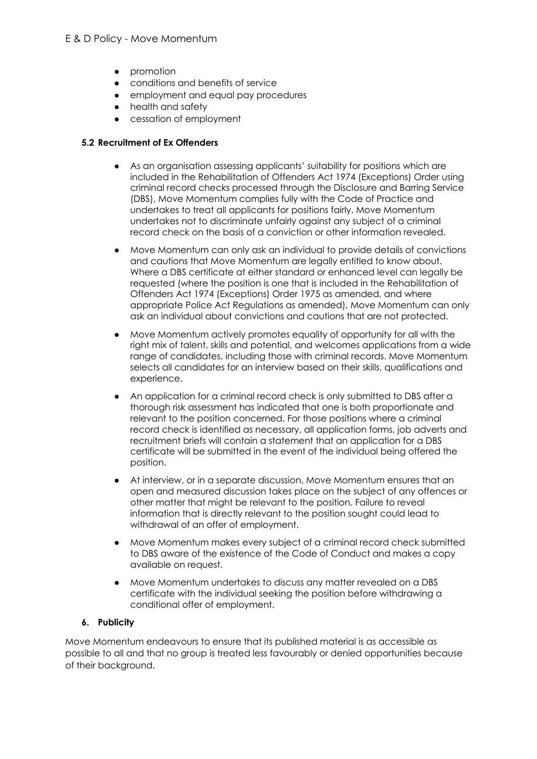- promotion
- conditions and benefits of service
- employment and equal pay procedures
- health and safety
- cessation of employment

### 5.2 Recruitment of Ex Offenders

- As an organisation assessing applicants' suitability for positions which are included in the Rehabilitation of Offenders Act 1974 (Exceptions) Order using criminal record checks processed through the Disclosure and Barring Service (DBS), Move Momentum complies fully with the Code of Practice and undertakes to treat all applicants for positions fairly. Move Momentum undertakes not to discriminate unfairly against any subject of a criminal record check on the basis of a conviction or other information revealed.
- Move Momentum can only ask an individual to provide details of convictions and cautions that Move Momentum are legally entitled to know about. Where a DBS certificate at either standard or enhanced level can legally be requested (where the position is one that is included in the Rehabilitation of Offenders Act 1974 (Exceptions) Order 1975 as amended, and where appropriate Police Act Regulations as amended), Move Momentum can only ask an individual about convictions and cautions that are not protected.
- Move Momentum actively promotes equality of opportunity for all with the right mix of talent, skills and potential, and welcomes applications from a wide range of candidates, including those with criminal records. Move Momentum selects all candidates for an interview based on their skills, qualifications and experience.
- An application for a criminal record check is only submitted to DBS after a thorough risk assessment has indicated that one is both proportionate and relevant to the position concerned. For those positions where a criminal record check is identified as necessary, all application forms, job adverts and recruitment briefs will contain a statement that an application for a DBS certificate will be submitted in the event of the individual being offered the position.
- At interview, or in a separate discussion, Move Momentum ensures that an open and measured discussion takes place on the subject of any offences or other matter that might be relevant to the position. Failure to reveal information that is directly relevant to the position sought could lead to withdrawal of an offer of employment.
- Move Momentum makes every subject of a criminal record check submitted to DBS aware of the existence of the Code of Conduct and makes a copy available on request.
- Move Momentum undertakes to discuss any matter revealed on a DBS certificate with the individual seeking the position before withdrawing a conditional offer of employment.

## 6. Publicity

Move Momentum endeavours to ensure that its published material is as accessible as possible to all and that no group is treated less favourably or denied opportunities because of their background.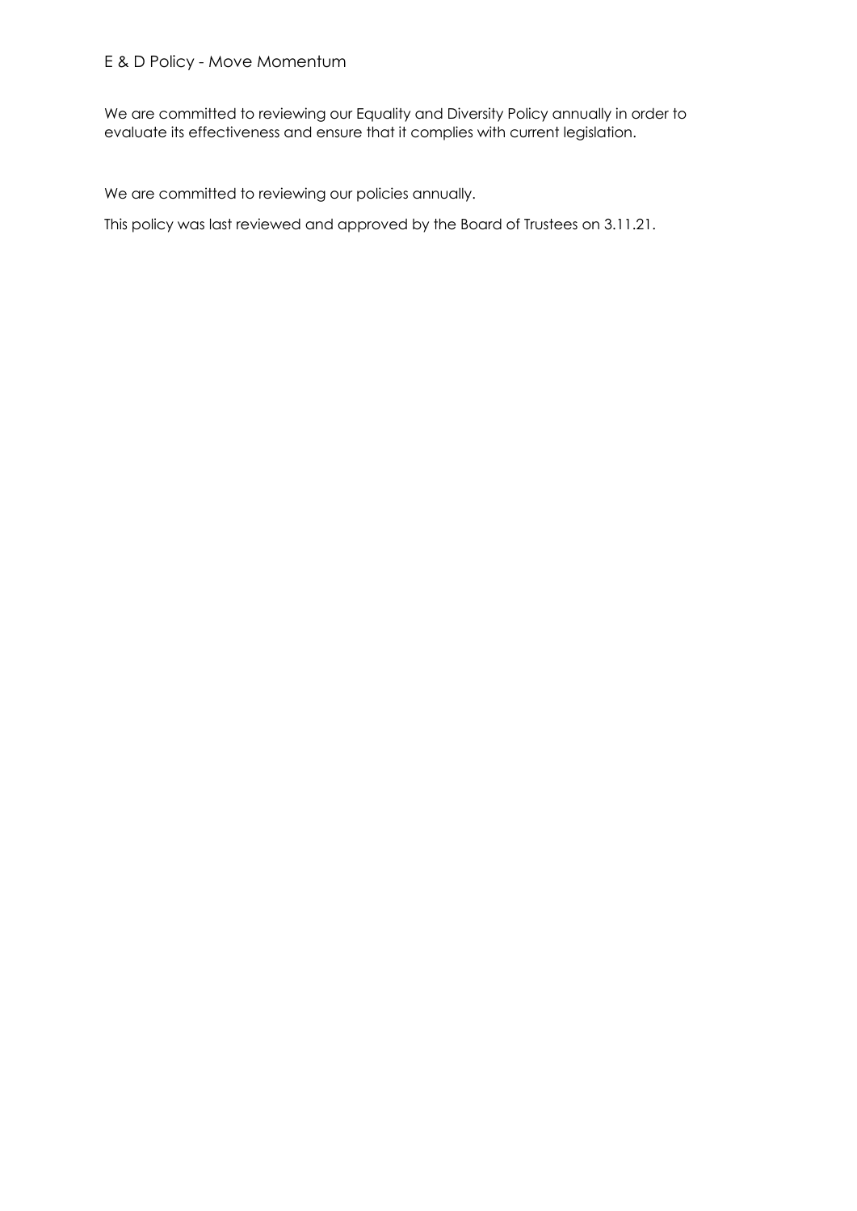We are committed to reviewing our Equality and Diversity Policy annually in order to evaluate its effectiveness and ensure that it complies with current legislation.

We are committed to reviewing our policies annually.

This policy was last reviewed and approved by the Board of Trustees on 3.11.21.